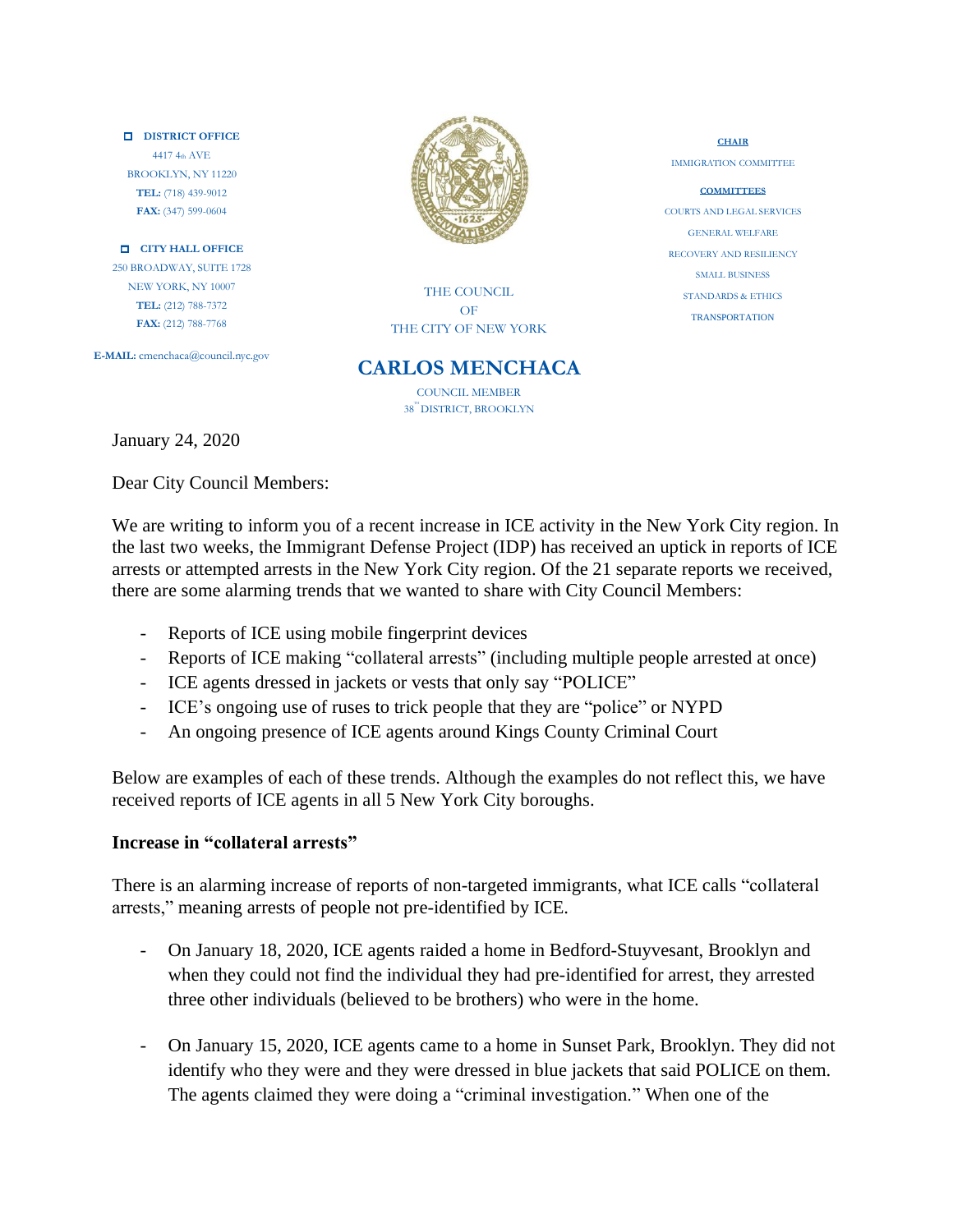**DISTRICT OFFICE**
4417 4th AVE
BROOKLYN, NY 11220
**TEL:** (718) 439-9012
**FAX:** (347) 599-0604

**CITY HALL OFFICE**
250 BROADWAY, SUITE 1728
NEW YORK, NY 10007
**TEL:** (212) 788-7372
**FAX:** (212) 788-7768

**E-MAIL:** cmenchaca@council.nyc.gov

THE COUNCIL
OF
THE CITY OF NEW YORK

# CARLOS MENCHACA

COUNCIL MEMBER
38th DISTRICT, BROOKLYN

**CHAIR**
IMMIGRATION COMMITTEE

**COMMITTEES**
COURTS AND LEGAL SERVICES
GENERAL WELFARE
RECOVERY AND RESILIENCY
SMALL BUSINESS
STANDARDS & ETHICS
TRANSPORTATION

January 24, 2020

Dear City Council Members:

We are writing to inform you of a recent increase in ICE activity in the New York City region. In the last two weeks, the Immigrant Defense Project (IDP) has received an uptick in reports of ICE arrests or attempted arrests in the New York City region. Of the 21 separate reports we received, there are some alarming trends that we wanted to share with City Council Members:

- Reports of ICE using mobile fingerprint devices
- Reports of ICE making "collateral arrests" (including multiple people arrested at once)
- ICE agents dressed in jackets or vests that only say "POLICE"
- ICE's ongoing use of ruses to trick people that they are "police" or NYPD
- An ongoing presence of ICE agents around Kings County Criminal Court

Below are examples of each of these trends. Although the examples do not reflect this, we have received reports of ICE agents in all 5 New York City boroughs.

**Increase in "collateral arrests"**

There is an alarming increase of reports of non-targeted immigrants, what ICE calls "collateral arrests," meaning arrests of people not pre-identified by ICE.

- On January 18, 2020, ICE agents raided a home in Bedford-Stuyvesant, Brooklyn and when they could not find the individual they had pre-identified for arrest, they arrested three other individuals (believed to be brothers) who were in the home.

- On January 15, 2020, ICE agents came to a home in Sunset Park, Brooklyn. They did not identify who they were and they were dressed in blue jackets that said POLICE on them. The agents claimed they were doing a "criminal investigation." When one of the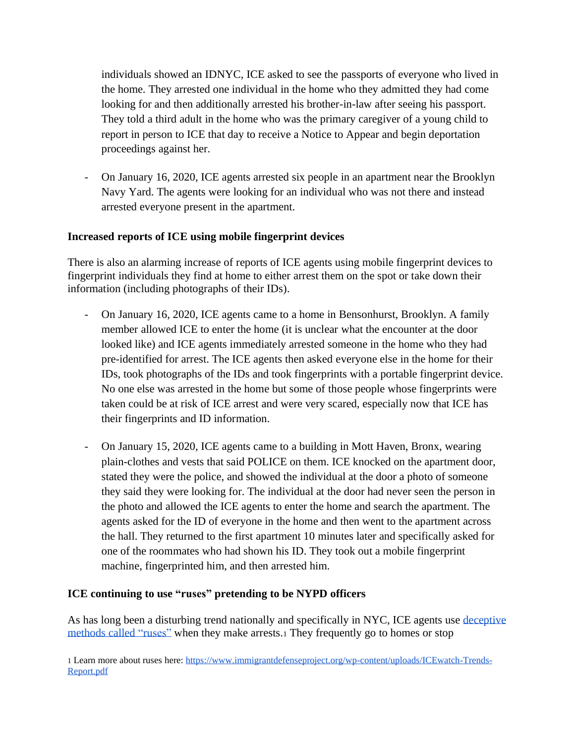individuals showed an IDNYC, ICE asked to see the passports of everyone who lived in the home. They arrested one individual in the home who they admitted they had come looking for and then additionally arrested his brother-in-law after seeing his passport. They told a third adult in the home who was the primary caregiver of a young child to report in person to ICE that day to receive a Notice to Appear and begin deportation proceedings against her.

- On January 16, 2020, ICE agents arrested six people in an apartment near the Brooklyn Navy Yard. The agents were looking for an individual who was not there and instead arrested everyone present in the apartment.

**Increased reports of ICE using mobile fingerprint devices**

There is also an alarming increase of reports of ICE agents using mobile fingerprint devices to fingerprint individuals they find at home to either arrest them on the spot or take down their information (including photographs of their IDs).

- On January 16, 2020, ICE agents came to a home in Bensonhurst, Brooklyn. A family member allowed ICE to enter the home (it is unclear what the encounter at the door looked like) and ICE agents immediately arrested someone in the home who they had pre-identified for arrest. The ICE agents then asked everyone else in the home for their IDs, took photographs of the IDs and took fingerprints with a portable fingerprint device. No one else was arrested in the home but some of those people whose fingerprints were taken could be at risk of ICE arrest and were very scared, especially now that ICE has their fingerprints and ID information.

- On January 15, 2020, ICE agents came to a building in Mott Haven, Bronx, wearing plain-clothes and vests that said POLICE on them. ICE knocked on the apartment door, stated they were the police, and showed the individual at the door a photo of someone they said they were looking for. The individual at the door had never seen the person in the photo and allowed the ICE agents to enter the home and search the apartment. The agents asked for the ID of everyone in the home and then went to the apartment across the hall. They returned to the first apartment 10 minutes later and specifically asked for one of the roommates who had shown his ID. They took out a mobile fingerprint machine, fingerprinted him, and then arrested him.

**ICE continuing to use "ruses" pretending to be NYPD officers**

As has long been a disturbing trend nationally and specifically in NYC, ICE agents use [deceptive methods called "ruses"](https://www.immigrantdefenseproject.org/wp-content/uploads/ICEwatch-Trends-Report.pdf) when they make arrests.[1] They frequently go to homes or stop

[1] Learn more about ruses here: https://www.immigrantdefenseproject.org/wp-content/uploads/ICEwatch-Trends-Report.pdf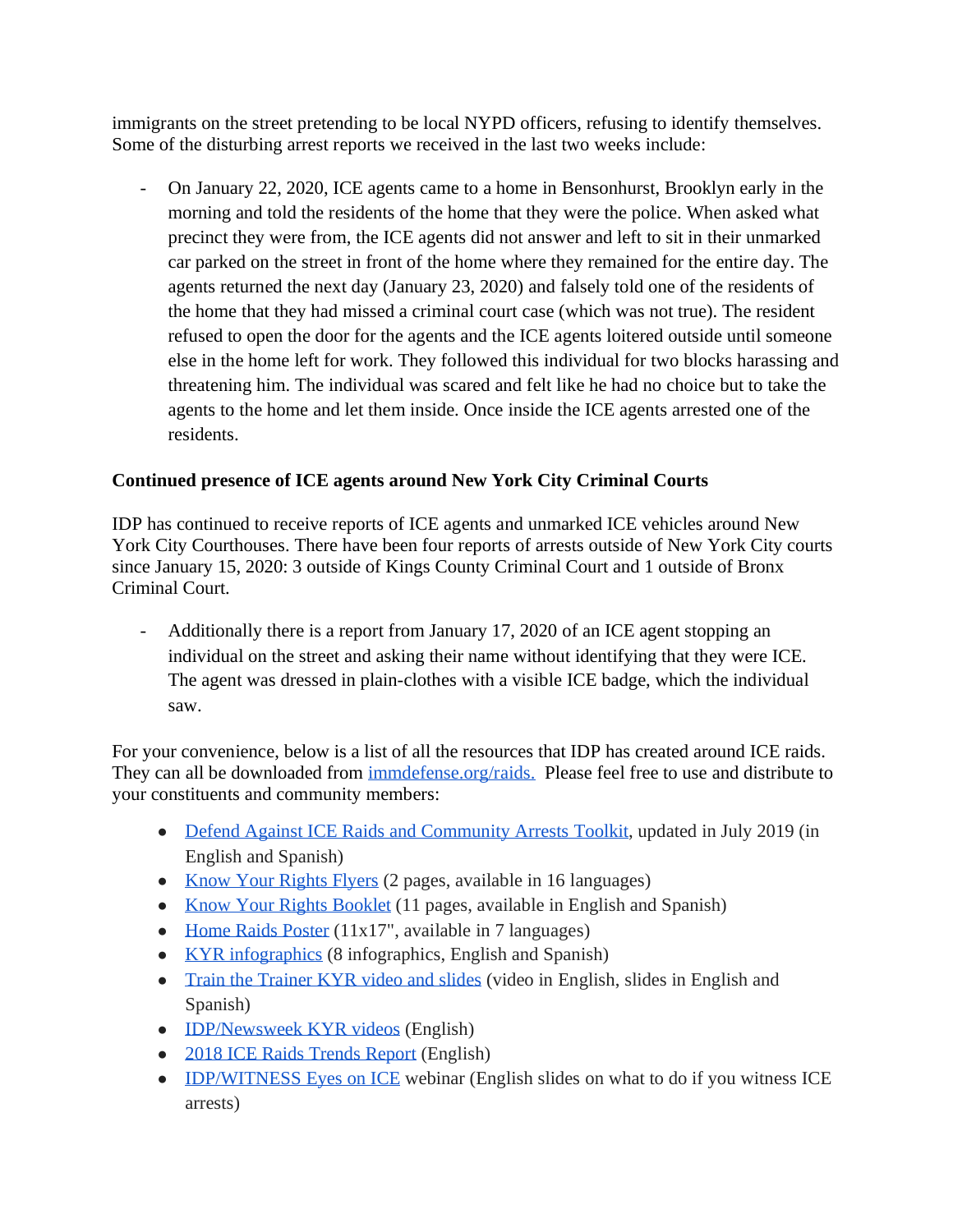immigrants on the street pretending to be local NYPD officers, refusing to identify themselves. Some of the disturbing arrest reports we received in the last two weeks include:

- On January 22, 2020, ICE agents came to a home in Bensonhurst, Brooklyn early in the morning and told the residents of the home that they were the police. When asked what precinct they were from, the ICE agents did not answer and left to sit in their unmarked car parked on the street in front of the home where they remained for the entire day. The agents returned the next day (January 23, 2020) and falsely told one of the residents of the home that they had missed a criminal court case (which was not true). The resident refused to open the door for the agents and the ICE agents loitered outside until someone else in the home left for work. They followed this individual for two blocks harassing and threatening him. The individual was scared and felt like he had no choice but to take the agents to the home and let them inside. Once inside the ICE agents arrested one of the residents.

**Continued presence of ICE agents around New York City Criminal Courts**

IDP has continued to receive reports of ICE agents and unmarked ICE vehicles around New York City Courthouses. There have been four reports of arrests outside of New York City courts since January 15, 2020: 3 outside of Kings County Criminal Court and 1 outside of Bronx Criminal Court.

- Additionally there is a report from January 17, 2020 of an ICE agent stopping an individual on the street and asking their name without identifying that they were ICE. The agent was dressed in plain-clothes with a visible ICE badge, which the individual saw.

For your convenience, below is a list of all the resources that IDP has created around ICE raids. They can all be downloaded from immdefense.org/raids. Please feel free to use and distribute to your constituents and community members:

- Defend Against ICE Raids and Community Arrests Toolkit, updated in July 2019 (in English and Spanish)
- Know Your Rights Flyers (2 pages, available in 16 languages)
- Know Your Rights Booklet (11 pages, available in English and Spanish)
- Home Raids Poster (11x17", available in 7 languages)
- KYR infographics (8 infographics, English and Spanish)
- Train the Trainer KYR video and slides (video in English, slides in English and Spanish)
- IDP/Newsweek KYR videos (English)
- 2018 ICE Raids Trends Report (English)
- IDP/WITNESS Eyes on ICE webinar (English slides on what to do if you witness ICE arrests)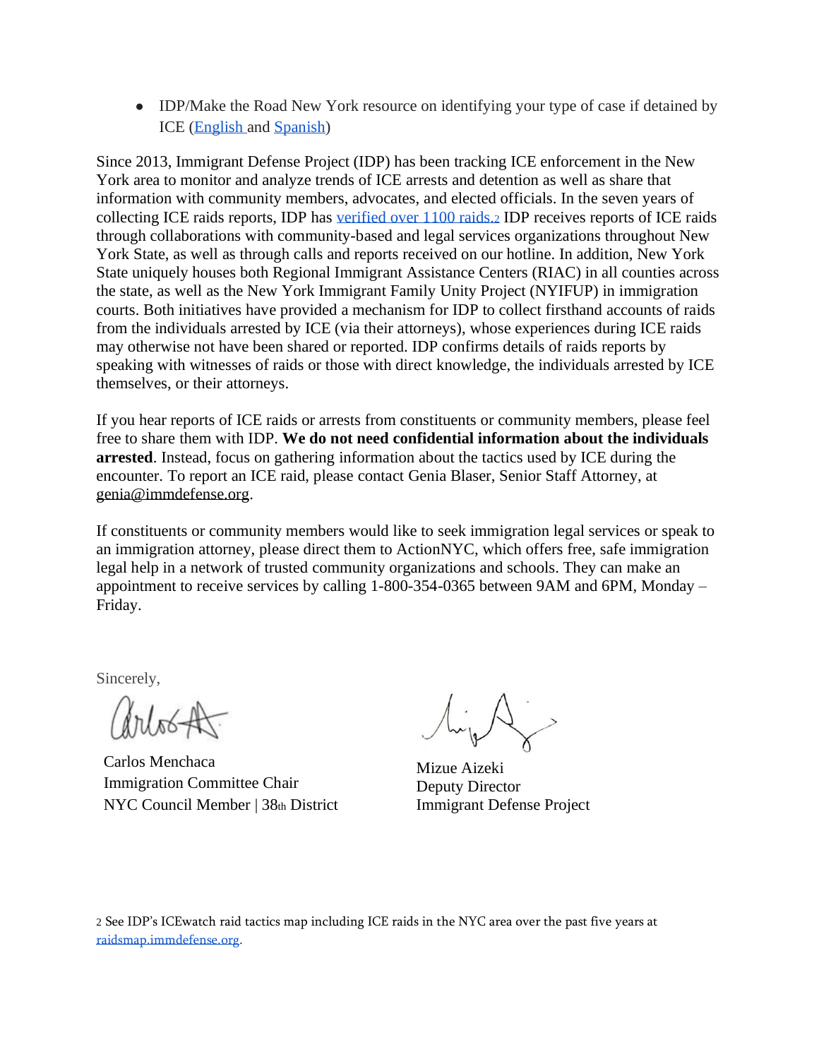- IDP/Make the Road New York resource on identifying your type of case if detained by ICE (English and Spanish)

Since 2013, Immigrant Defense Project (IDP) has been tracking ICE enforcement in the New York area to monitor and analyze trends of ICE arrests and detention as well as share that information with community members, advocates, and elected officials. In the seven years of collecting ICE raids reports, IDP has verified over 1100 raids.[2] IDP receives reports of ICE raids through collaborations with community-based and legal services organizations throughout New York State, as well as through calls and reports received on our hotline. In addition, New York State uniquely houses both Regional Immigrant Assistance Centers (RIAC) in all counties across the state, as well as the New York Immigrant Family Unity Project (NYIFUP) in immigration courts. Both initiatives have provided a mechanism for IDP to collect firsthand accounts of raids from the individuals arrested by ICE (via their attorneys), whose experiences during ICE raids may otherwise not have been shared or reported. IDP confirms details of raids reports by speaking with witnesses of raids or those with direct knowledge, the individuals arrested by ICE themselves, or their attorneys.

If you hear reports of ICE raids or arrests from constituents or community members, please feel free to share them with IDP. **We do not need confidential information about the individuals arrested**. Instead, focus on gathering information about the tactics used by ICE during the encounter. To report an ICE raid, please contact Genia Blaser, Senior Staff Attorney, at genia@immdefense.org.

If constituents or community members would like to seek immigration legal services or speak to an immigration attorney, please direct them to ActionNYC, which offers free, safe immigration legal help in a network of trusted community organizations and schools. They can make an appointment to receive services by calling 1-800-354-0365 between 9AM and 6PM, Monday – Friday.

Sincerely,

Carlos Menchaca
Immigration Committee Chair
NYC Council Member | 38th District

Mizue Aizeki
Deputy Director
Immigrant Defense Project

[2] See IDP's ICEwatch raid tactics map including ICE raids in the NYC area over the past five years at raidsmap.immdefense.org.